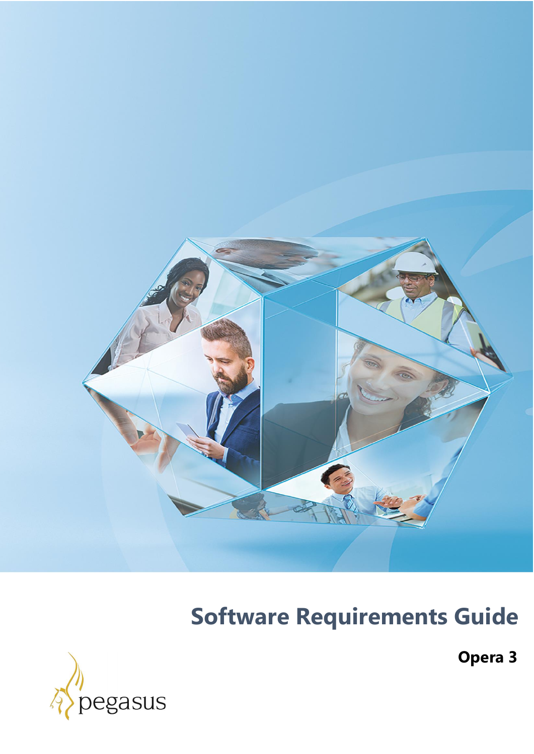# Software Requirements Guide

**Opera 3**

pegasus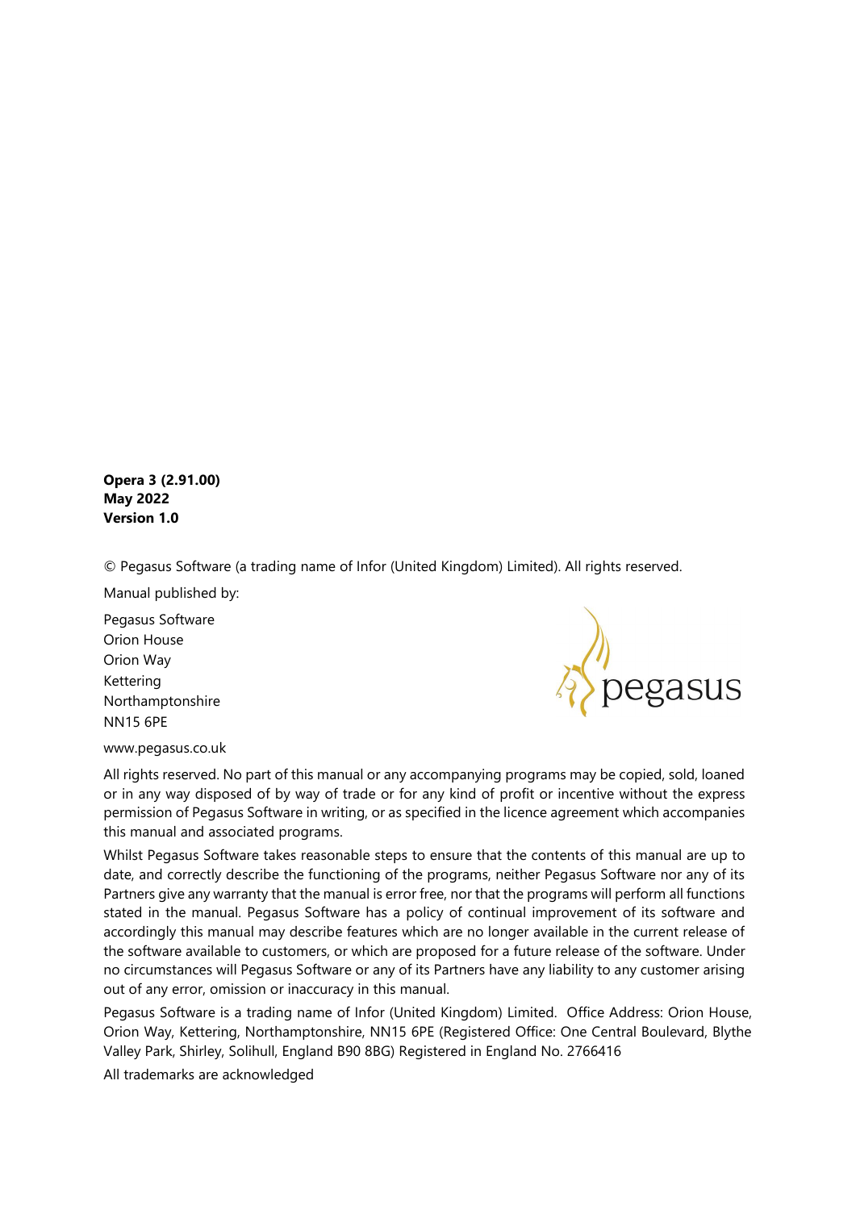**Opera 3 (2.91.00)**
**May 2022**
**Version 1.0**

© Pegasus Software (a trading name of Infor (United Kingdom) Limited). All rights reserved.

Manual published by:

Pegasus Software
Orion House
Orion Way
Kettering
Northamptonshire
NN15 6PE

www.pegasus.co.uk

All rights reserved. No part of this manual or any accompanying programs may be copied, sold, loaned or in any way disposed of by way of trade or for any kind of profit or incentive without the express permission of Pegasus Software in writing, or as specified in the licence agreement which accompanies this manual and associated programs.

Whilst Pegasus Software takes reasonable steps to ensure that the contents of this manual are up to date, and correctly describe the functioning of the programs, neither Pegasus Software nor any of its Partners give any warranty that the manual is error free, nor that the programs will perform all functions stated in the manual. Pegasus Software has a policy of continual improvement of its software and accordingly this manual may describe features which are no longer available in the current release of the software available to customers, or which are proposed for a future release of the software. Under no circumstances will Pegasus Software or any of its Partners have any liability to any customer arising out of any error, omission or inaccuracy in this manual.

Pegasus Software is a trading name of Infor (United Kingdom) Limited. Office Address: Orion House, Orion Way, Kettering, Northamptonshire, NN15 6PE (Registered Office: One Central Boulevard, Blythe Valley Park, Shirley, Solihull, England B90 8BG) Registered in England No. 2766416

All trademarks are acknowledged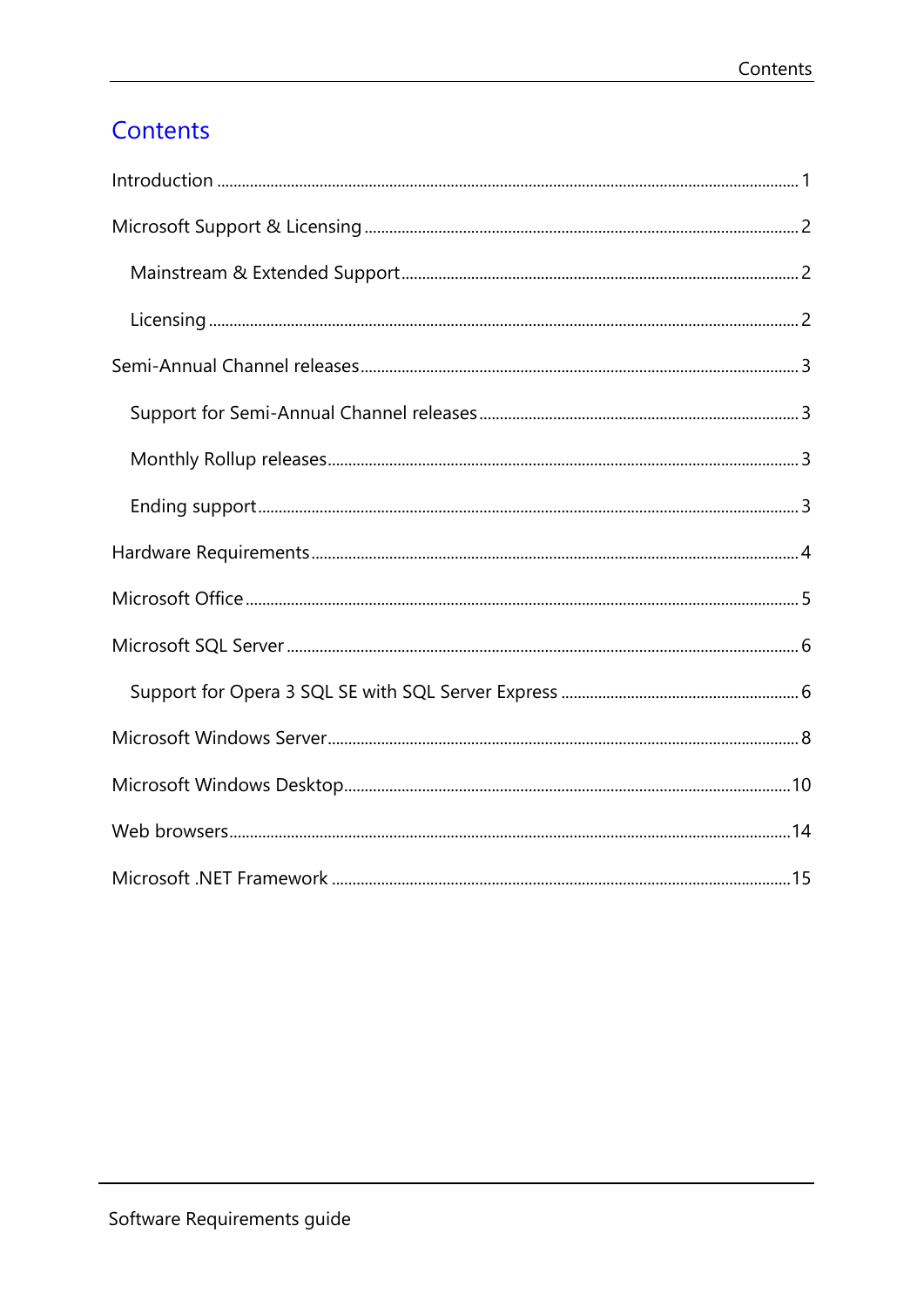# Contents

Introduction ........................................................................................................................................ 1

Microsoft Support & Licensing ........................................................................................................ 2

- Mainstream & Extended Support ............................................................................................... 2
- Licensing ........................................................................................................................................ 2

Semi-Annual Channel releases ........................................................................................................ 3

- Support for Semi-Annual Channel releases ............................................................................ 3
- Monthly Rollup releases ............................................................................................................... 3
- Ending support ............................................................................................................................... 3

Hardware Requirements .................................................................................................................... 4

Microsoft Office ................................................................................................................................... 5

Microsoft SQL Server .......................................................................................................................... 6

- Support for Opera 3 SQL SE with SQL Server Express ......................................................... 6

Microsoft Windows Server ................................................................................................................. 8

Microsoft Windows Desktop ........................................................................................................... 10

Web browsers ..................................................................................................................................... 14

Microsoft .NET Framework .............................................................................................................. 15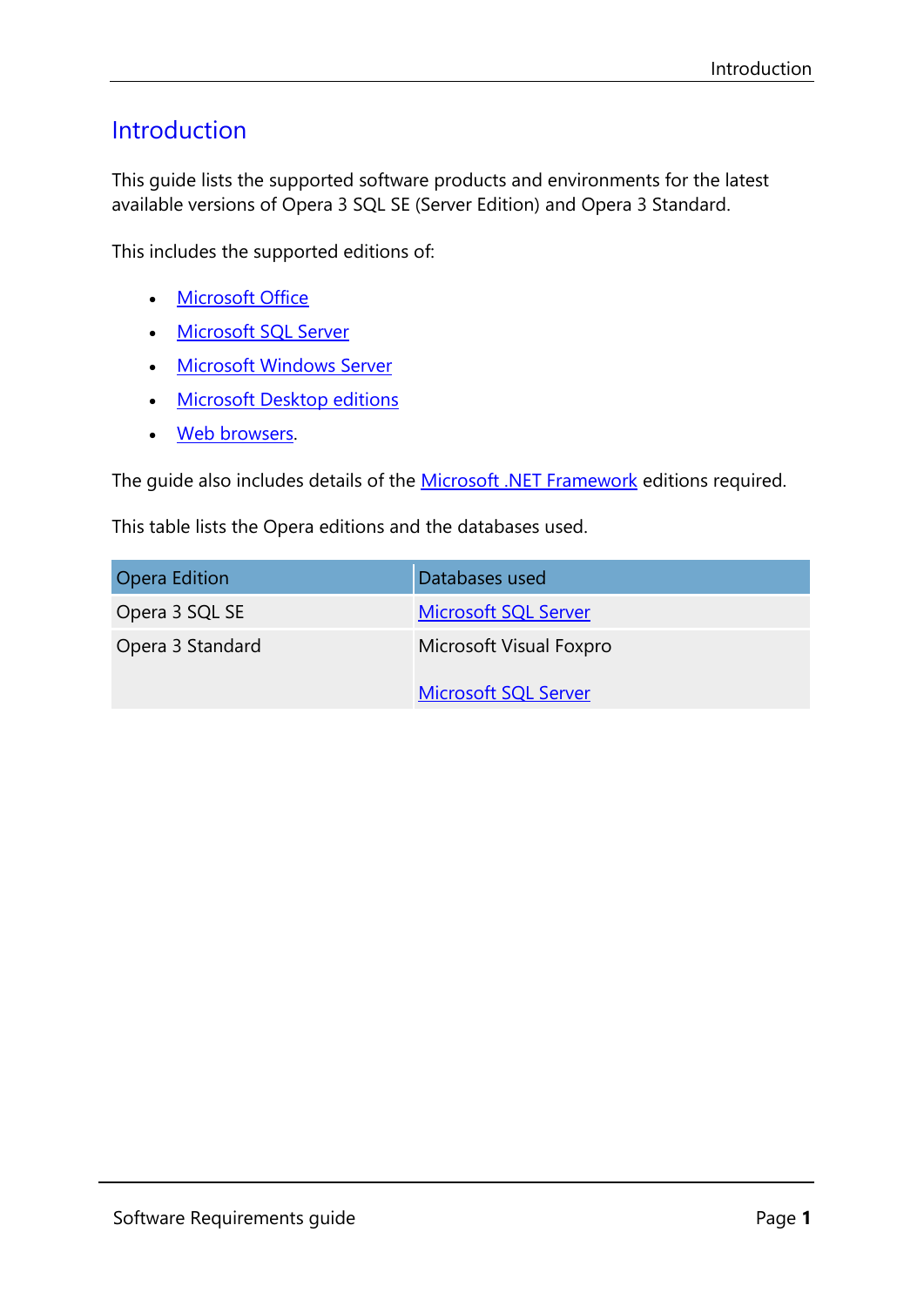# Introduction

This guide lists the supported software products and environments for the latest available versions of Opera 3 SQL SE (Server Edition) and Opera 3 Standard.

This includes the supported editions of:

- Microsoft Office
- Microsoft SQL Server
- Microsoft Windows Server
- Microsoft Desktop editions
- Web browsers.

The guide also includes details of the Microsoft .NET Framework editions required.

This table lists the Opera editions and the databases used.

| Opera Edition | Databases used |
|---|---|
| Opera 3 SQL SE | Microsoft SQL Server |
| Opera 3 Standard | Microsoft Visual Foxpro<br><br>Microsoft SQL Server |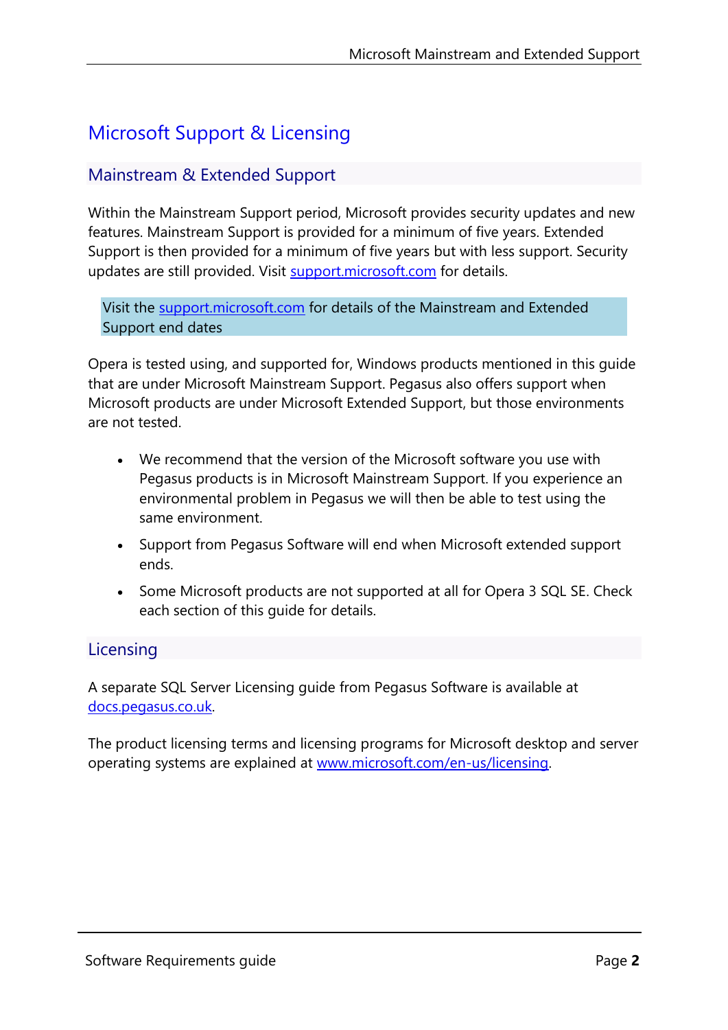# Microsoft Support & Licensing

## Mainstream & Extended Support

Within the Mainstream Support period, Microsoft provides security updates and new features. Mainstream Support is provided for a minimum of five years. Extended Support is then provided for a minimum of five years but with less support. Security updates are still provided. Visit [support.microsoft.com](support.microsoft.com) for details.

> Visit the [support.microsoft.com](support.microsoft.com) for details of the Mainstream and Extended Support end dates

Opera is tested using, and supported for, Windows products mentioned in this guide that are under Microsoft Mainstream Support. Pegasus also offers support when Microsoft products are under Microsoft Extended Support, but those environments are not tested.

- We recommend that the version of the Microsoft software you use with Pegasus products is in Microsoft Mainstream Support. If you experience an environmental problem in Pegasus we will then be able to test using the same environment.
- Support from Pegasus Software will end when Microsoft extended support ends.
- Some Microsoft products are not supported at all for Opera 3 SQL SE. Check each section of this guide for details.

## Licensing

A separate SQL Server Licensing guide from Pegasus Software is available at [docs.pegasus.co.uk](docs.pegasus.co.uk).

The product licensing terms and licensing programs for Microsoft desktop and server operating systems are explained at [www.microsoft.com/en-us/licensing](www.microsoft.com/en-us/licensing).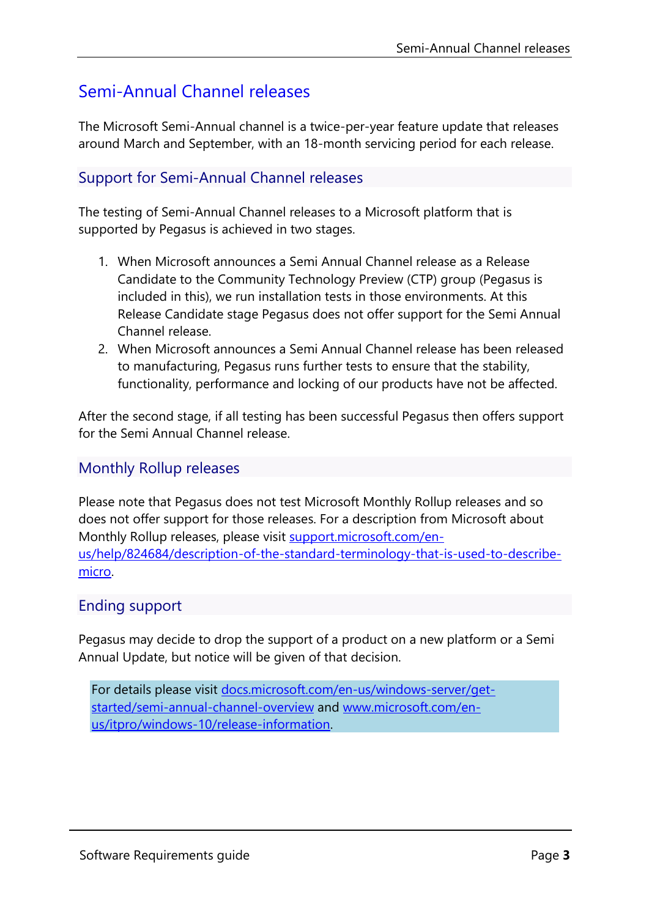# Semi-Annual Channel releases

The Microsoft Semi-Annual channel is a twice-per-year feature update that releases around March and September, with an 18-month servicing period for each release.

## Support for Semi-Annual Channel releases

The testing of Semi-Annual Channel releases to a Microsoft platform that is supported by Pegasus is achieved in two stages.

1. When Microsoft announces a Semi Annual Channel release as a Release Candidate to the Community Technology Preview (CTP) group (Pegasus is included in this), we run installation tests in those environments. At this Release Candidate stage Pegasus does not offer support for the Semi Annual Channel release.
2. When Microsoft announces a Semi Annual Channel release has been released to manufacturing, Pegasus runs further tests to ensure that the stability, functionality, performance and locking of our products have not be affected.

After the second stage, if all testing has been successful Pegasus then offers support for the Semi Annual Channel release.

## Monthly Rollup releases

Please note that Pegasus does not test Microsoft Monthly Rollup releases and so does not offer support for those releases. For a description from Microsoft about Monthly Rollup releases, please visit [support.microsoft.com/en-us/help/824684/description-of-the-standard-terminology-that-is-used-to-describe-micro](support.microsoft.com/en-us/help/824684/description-of-the-standard-terminology-that-is-used-to-describe-micro).

## Ending support

Pegasus may decide to drop the support of a product on a new platform or a Semi Annual Update, but notice will be given of that decision.

> For details please visit [docs.microsoft.com/en-us/windows-server/get-started/semi-annual-channel-overview](docs.microsoft.com/en-us/windows-server/get-started/semi-annual-channel-overview) and [www.microsoft.com/en-us/itpro/windows-10/release-information](www.microsoft.com/en-us/itpro/windows-10/release-information).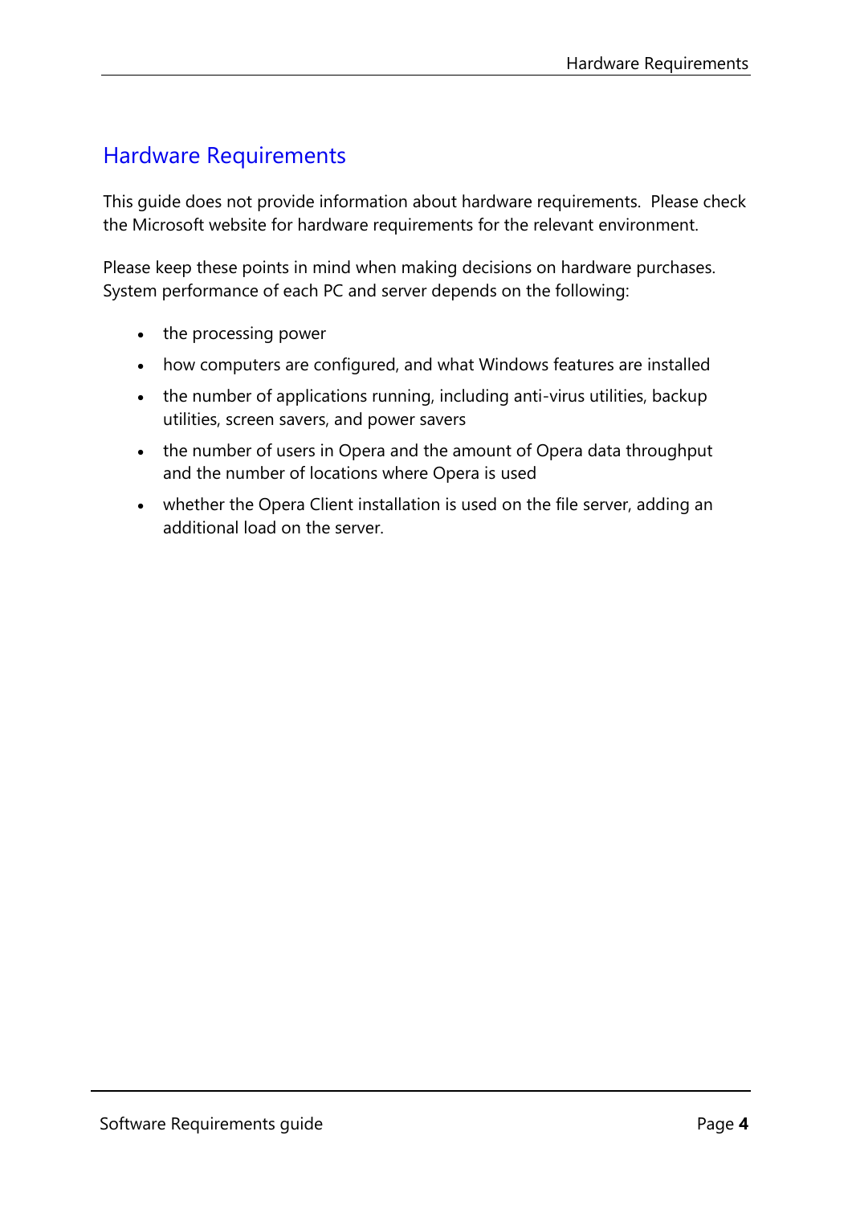# Hardware Requirements

This guide does not provide information about hardware requirements. Please check the Microsoft website for hardware requirements for the relevant environment.

Please keep these points in mind when making decisions on hardware purchases. System performance of each PC and server depends on the following:

- the processing power
- how computers are configured, and what Windows features are installed
- the number of applications running, including anti-virus utilities, backup utilities, screen savers, and power savers
- the number of users in Opera and the amount of Opera data throughput and the number of locations where Opera is used
- whether the Opera Client installation is used on the file server, adding an additional load on the server.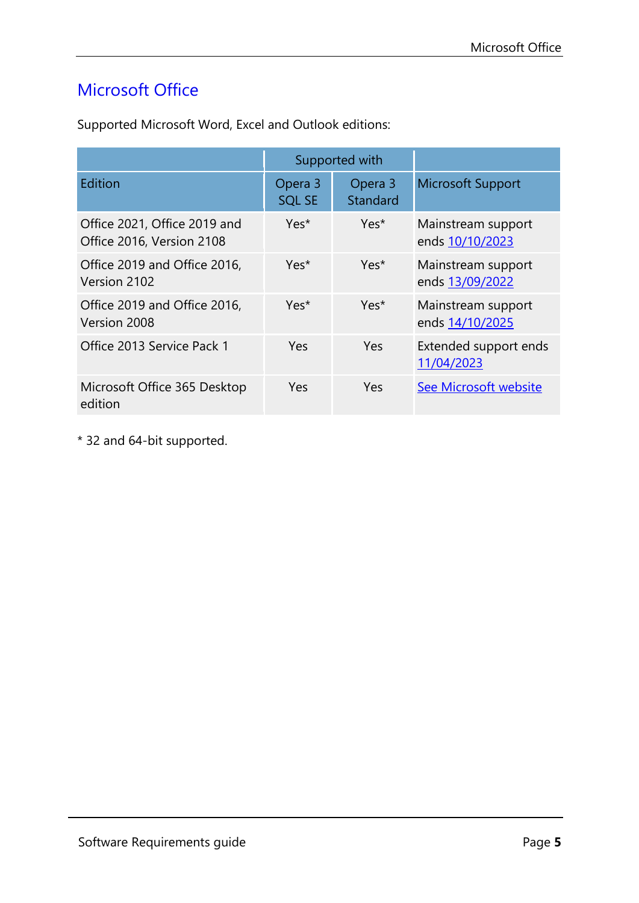# Microsoft Office

Supported Microsoft Word, Excel and Outlook editions:

| | Supported with | | |
|---|---|---|---|
| Edition | Opera 3 SQL SE | Opera 3 Standard | Microsoft Support |
| Office 2021, Office 2019 and Office 2016, Version 2108 | Yes* | Yes* | Mainstream support ends 10/10/2023 |
| Office 2019 and Office 2016, Version 2102 | Yes* | Yes* | Mainstream support ends 13/09/2022 |
| Office 2019 and Office 2016, Version 2008 | Yes* | Yes* | Mainstream support ends 14/10/2025 |
| Office 2013 Service Pack 1 | Yes | Yes | Extended support ends 11/04/2023 |
| Microsoft Office 365 Desktop edition | Yes | Yes | See Microsoft website |

* 32 and 64-bit supported.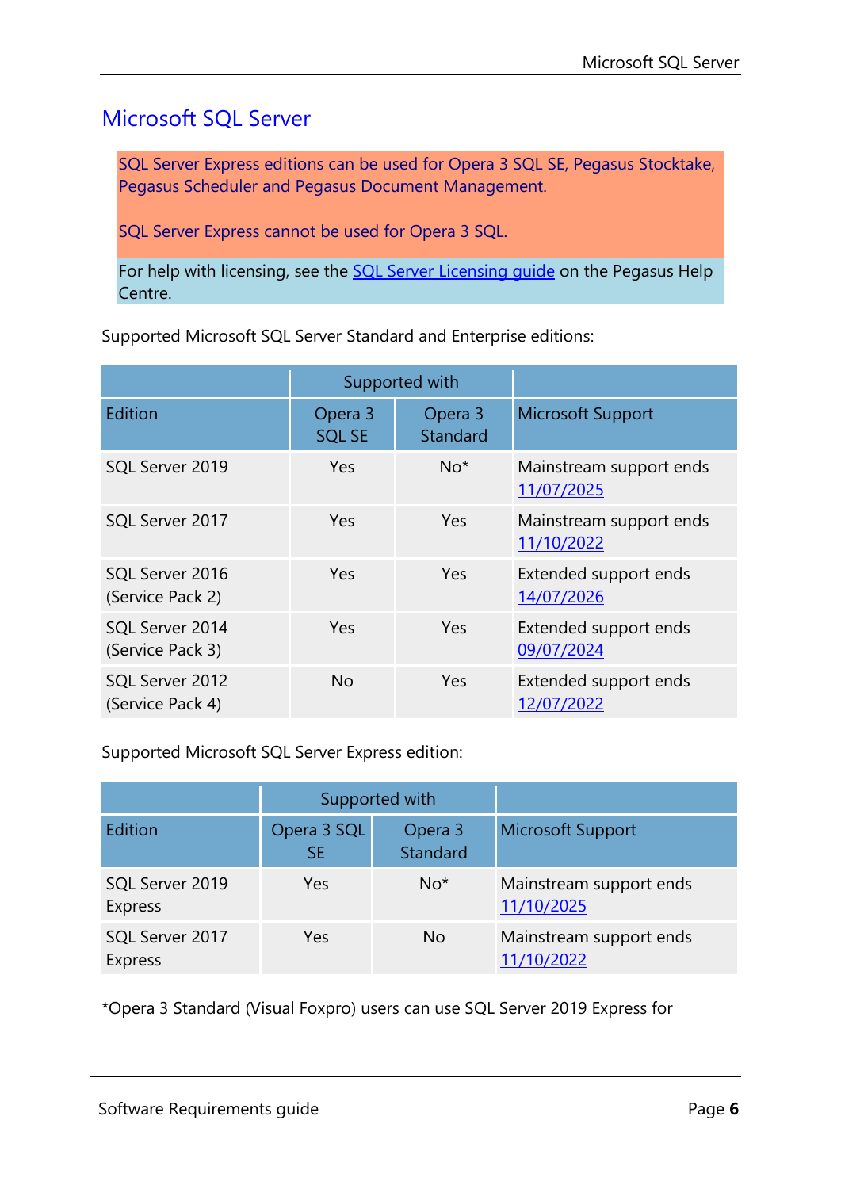# Microsoft SQL Server

SQL Server Express editions can be used for Opera 3 SQL SE, Pegasus Stocktake, Pegasus Scheduler and Pegasus Document Management.

SQL Server Express cannot be used for Opera 3 SQL.

For help with licensing, see the [SQL Server Licensing guide](#) on the Pegasus Help Centre.

Supported Microsoft SQL Server Standard and Enterprise editions:

| | Supported with | | |
|---|---|---|---|
| Edition | Opera 3 SQL SE | Opera 3 Standard | Microsoft Support |
| SQL Server 2019 | Yes | No* | Mainstream support ends 11/07/2025 |
| SQL Server 2017 | Yes | Yes | Mainstream support ends 11/10/2022 |
| SQL Server 2016 (Service Pack 2) | Yes | Yes | Extended support ends 14/07/2026 |
| SQL Server 2014 (Service Pack 3) | Yes | Yes | Extended support ends 09/07/2024 |
| SQL Server 2012 (Service Pack 4) | No | Yes | Extended support ends 12/07/2022 |

Supported Microsoft SQL Server Express edition:

| | Supported with | | |
|---|---|---|---|
| Edition | Opera 3 SQL SE | Opera 3 Standard | Microsoft Support |
| SQL Server 2019 Express | Yes | No* | Mainstream support ends 11/10/2025 |
| SQL Server 2017 Express | Yes | No | Mainstream support ends 11/10/2022 |

*Opera 3 Standard (Visual Foxpro) users can use SQL Server 2019 Express for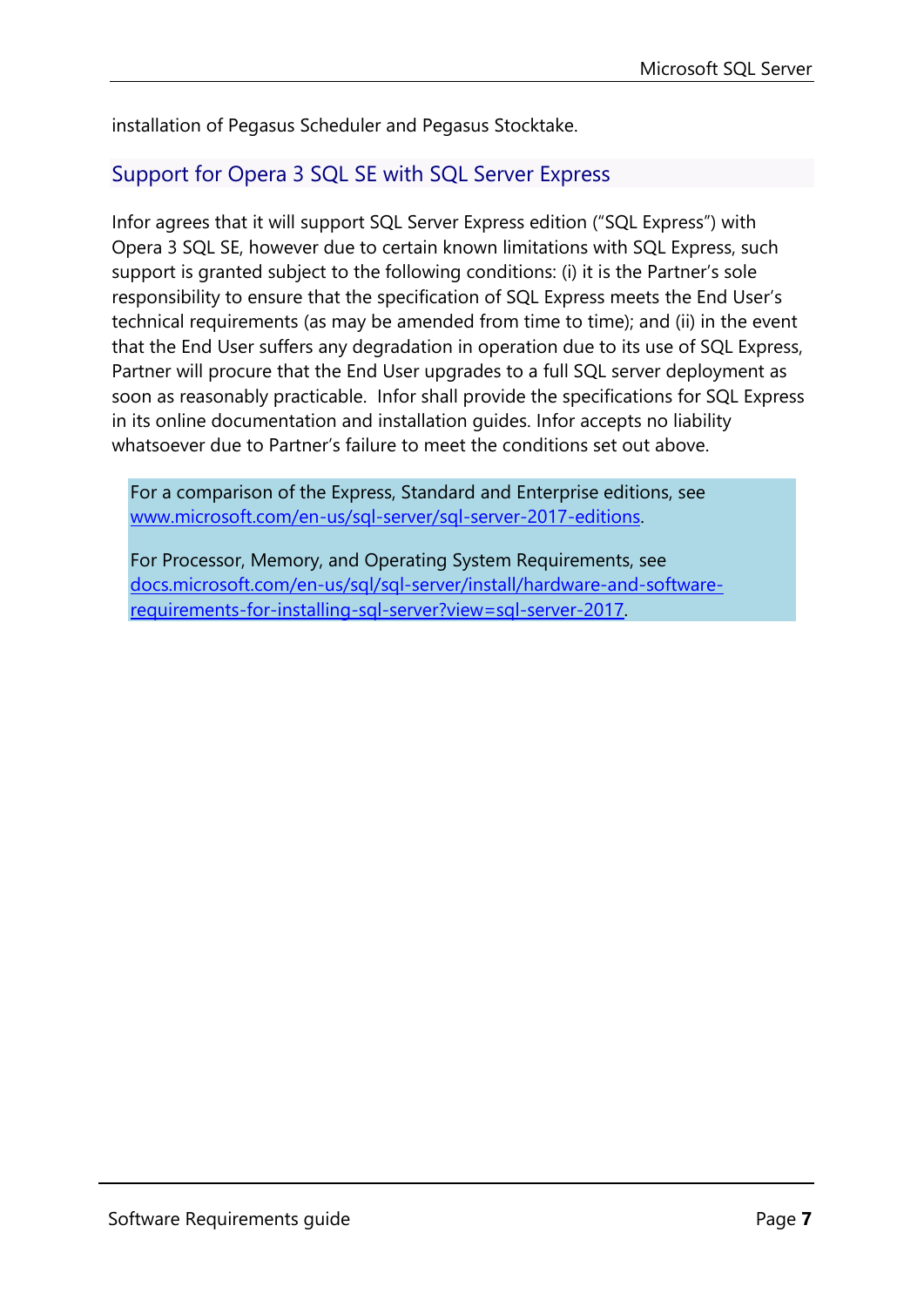installation of Pegasus Scheduler and Pegasus Stocktake.

## Support for Opera 3 SQL SE with SQL Server Express

Infor agrees that it will support SQL Server Express edition ("SQL Express") with Opera 3 SQL SE, however due to certain known limitations with SQL Express, such support is granted subject to the following conditions: (i) it is the Partner's sole responsibility to ensure that the specification of SQL Express meets the End User's technical requirements (as may be amended from time to time); and (ii) in the event that the End User suffers any degradation in operation due to its use of SQL Express, Partner will procure that the End User upgrades to a full SQL server deployment as soon as reasonably practicable. Infor shall provide the specifications for SQL Express in its online documentation and installation guides. Infor accepts no liability whatsoever due to Partner's failure to meet the conditions set out above.

> For a comparison of the Express, Standard and Enterprise editions, see [www.microsoft.com/en-us/sql-server/sql-server-2017-editions](www.microsoft.com/en-us/sql-server/sql-server-2017-editions).
>
> For Processor, Memory, and Operating System Requirements, see [docs.microsoft.com/en-us/sql/sql-server/install/hardware-and-software-requirements-for-installing-sql-server?view=sql-server-2017](docs.microsoft.com/en-us/sql/sql-server/install/hardware-and-software-requirements-for-installing-sql-server?view=sql-server-2017).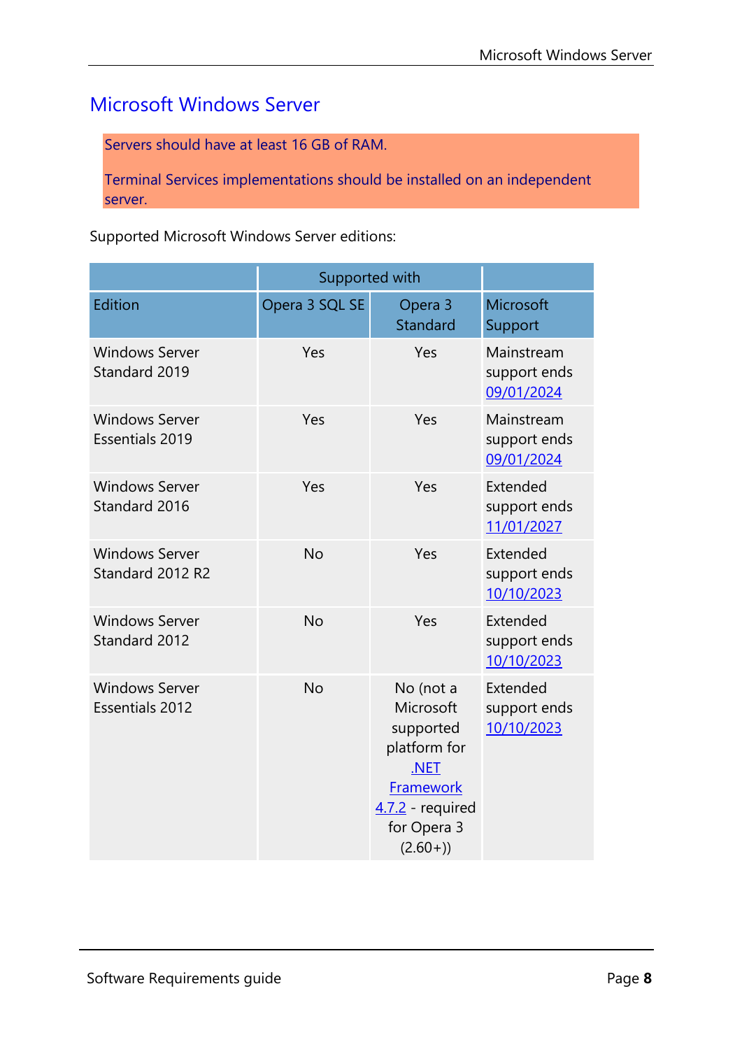# Microsoft Windows Server

Servers should have at least 16 GB of RAM.

Terminal Services implementations should be installed on an independent server.

Supported Microsoft Windows Server editions:

| | Supported with | | |
|---|---|---|---|
| Edition | Opera 3 SQL SE | Opera 3 Standard | Microsoft Support |
| Windows Server Standard 2019 | Yes | Yes | Mainstream support ends 09/01/2024 |
| Windows Server Essentials 2019 | Yes | Yes | Mainstream support ends 09/01/2024 |
| Windows Server Standard 2016 | Yes | Yes | Extended support ends 11/01/2027 |
| Windows Server Standard 2012 R2 | No | Yes | Extended support ends 10/10/2023 |
| Windows Server Standard 2012 | No | Yes | Extended support ends 10/10/2023 |
| Windows Server Essentials 2012 | No | No (not a Microsoft supported platform for .NET Framework 4.7.2 - required for Opera 3 (2.60+)) | Extended support ends 10/10/2023 |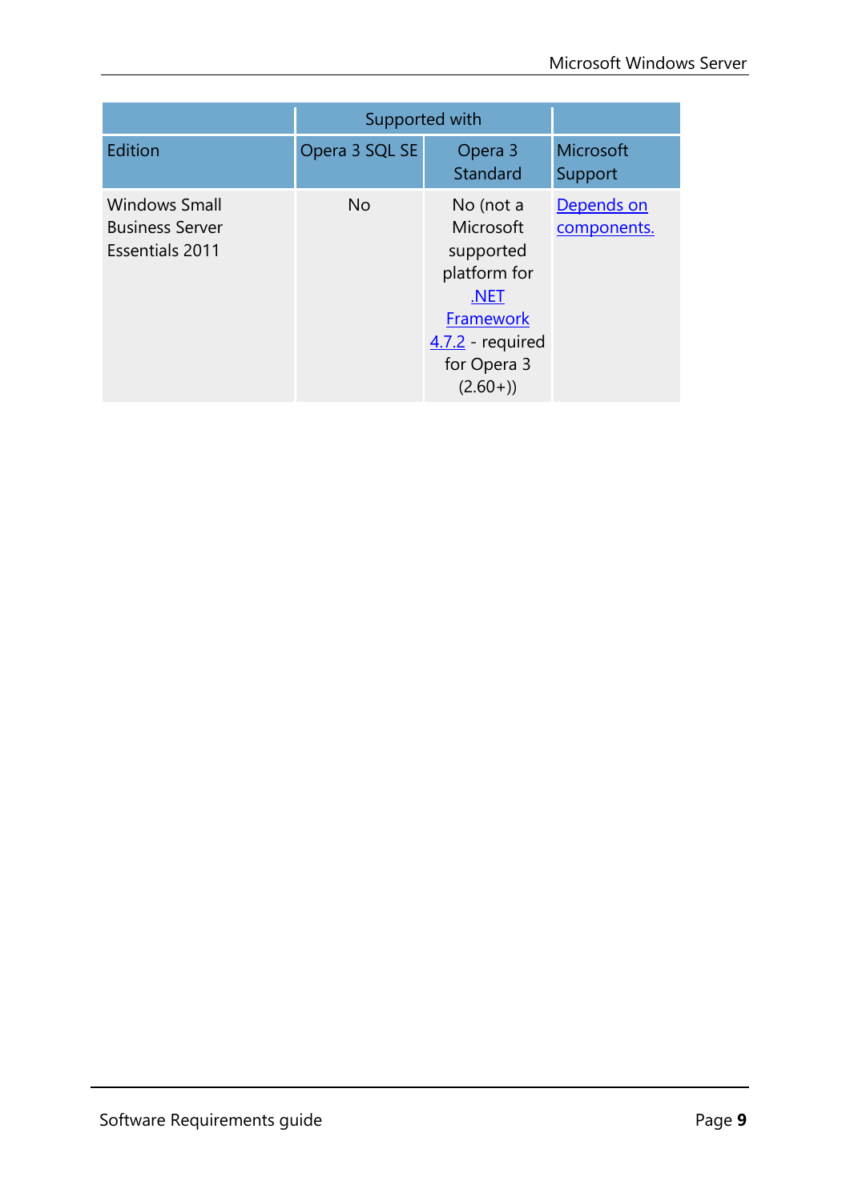| | Supported with | | |
|---|---|---|---|
| Edition | Opera 3 SQL SE | Opera 3 Standard | Microsoft Support |
| Windows Small Business Server Essentials 2011 | No | No (not a Microsoft supported platform for .NET Framework 4.7.2 - required for Opera 3 (2.60+)) | Depends on components. |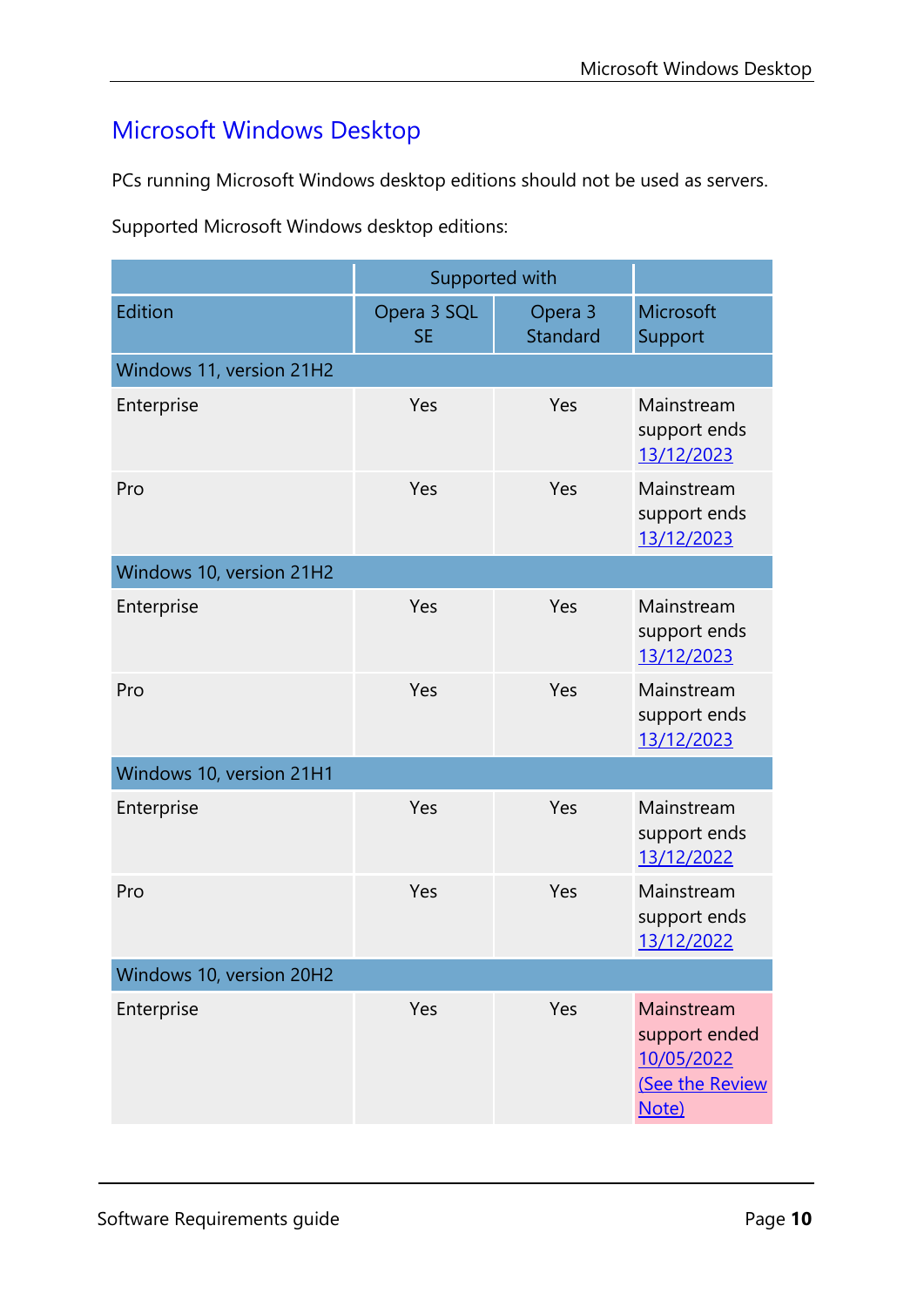# Microsoft Windows Desktop

PCs running Microsoft Windows desktop editions should not be used as servers.

Supported Microsoft Windows desktop editions:

| | Supported with | | |
|---|---|---|---|
| Edition | Opera 3 SQL SE | Opera 3 Standard | Microsoft Support |
| Windows 11, version 21H2 | | | |
| Enterprise | Yes | Yes | Mainstream support ends 13/12/2023 |
| Pro | Yes | Yes | Mainstream support ends 13/12/2023 |
| Windows 10, version 21H2 | | | |
| Enterprise | Yes | Yes | Mainstream support ends 13/12/2023 |
| Pro | Yes | Yes | Mainstream support ends 13/12/2023 |
| Windows 10, version 21H1 | | | |
| Enterprise | Yes | Yes | Mainstream support ends 13/12/2022 |
| Pro | Yes | Yes | Mainstream support ends 13/12/2022 |
| Windows 10, version 20H2 | | | |
| Enterprise | Yes | Yes | Mainstream support ended 10/05/2022 (See the Review Note) |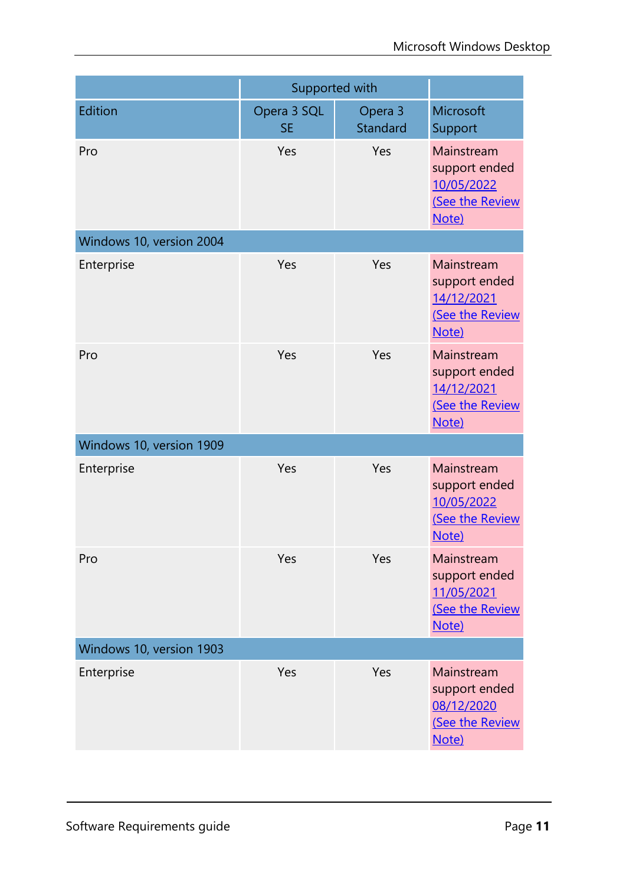| | Supported with | | |
|---|---|---|---|
| Edition | Opera 3 SQL SE | Opera 3 Standard | Microsoft Support |
| Pro | Yes | Yes | Mainstream support ended 10/05/2022 (See the Review Note) |
| Windows 10, version 2004 | | | |
| Enterprise | Yes | Yes | Mainstream support ended 14/12/2021 (See the Review Note) |
| Pro | Yes | Yes | Mainstream support ended 14/12/2021 (See the Review Note) |
| Windows 10, version 1909 | | | |
| Enterprise | Yes | Yes | Mainstream support ended 10/05/2022 (See the Review Note) |
| Pro | Yes | Yes | Mainstream support ended 11/05/2021 (See the Review Note) |
| Windows 10, version 1903 | | | |
| Enterprise | Yes | Yes | Mainstream support ended 08/12/2020 (See the Review Note) |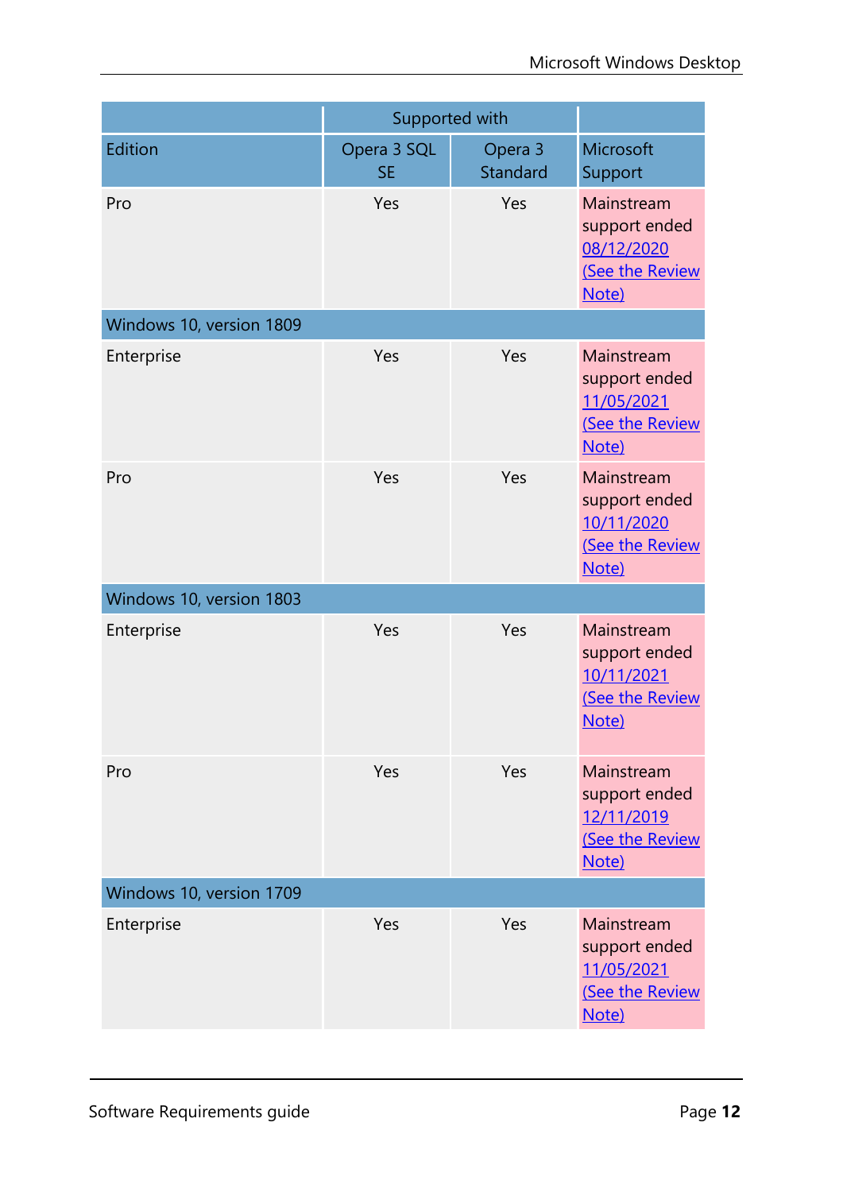| | Supported with | | |
|---|---|---|---|
| Edition | Opera 3 SQL SE | Opera 3 Standard | Microsoft Support |
| Pro | Yes | Yes | Mainstream support ended 08/12/2020 (See the Review Note) |
| Windows 10, version 1809 | | | |
| Enterprise | Yes | Yes | Mainstream support ended 11/05/2021 (See the Review Note) |
| Pro | Yes | Yes | Mainstream support ended 10/11/2020 (See the Review Note) |
| Windows 10, version 1803 | | | |
| Enterprise | Yes | Yes | Mainstream support ended 10/11/2021 (See the Review Note) |
| Pro | Yes | Yes | Mainstream support ended 12/11/2019 (See the Review Note) |
| Windows 10, version 1709 | | | |
| Enterprise | Yes | Yes | Mainstream support ended 11/05/2021 (See the Review Note) |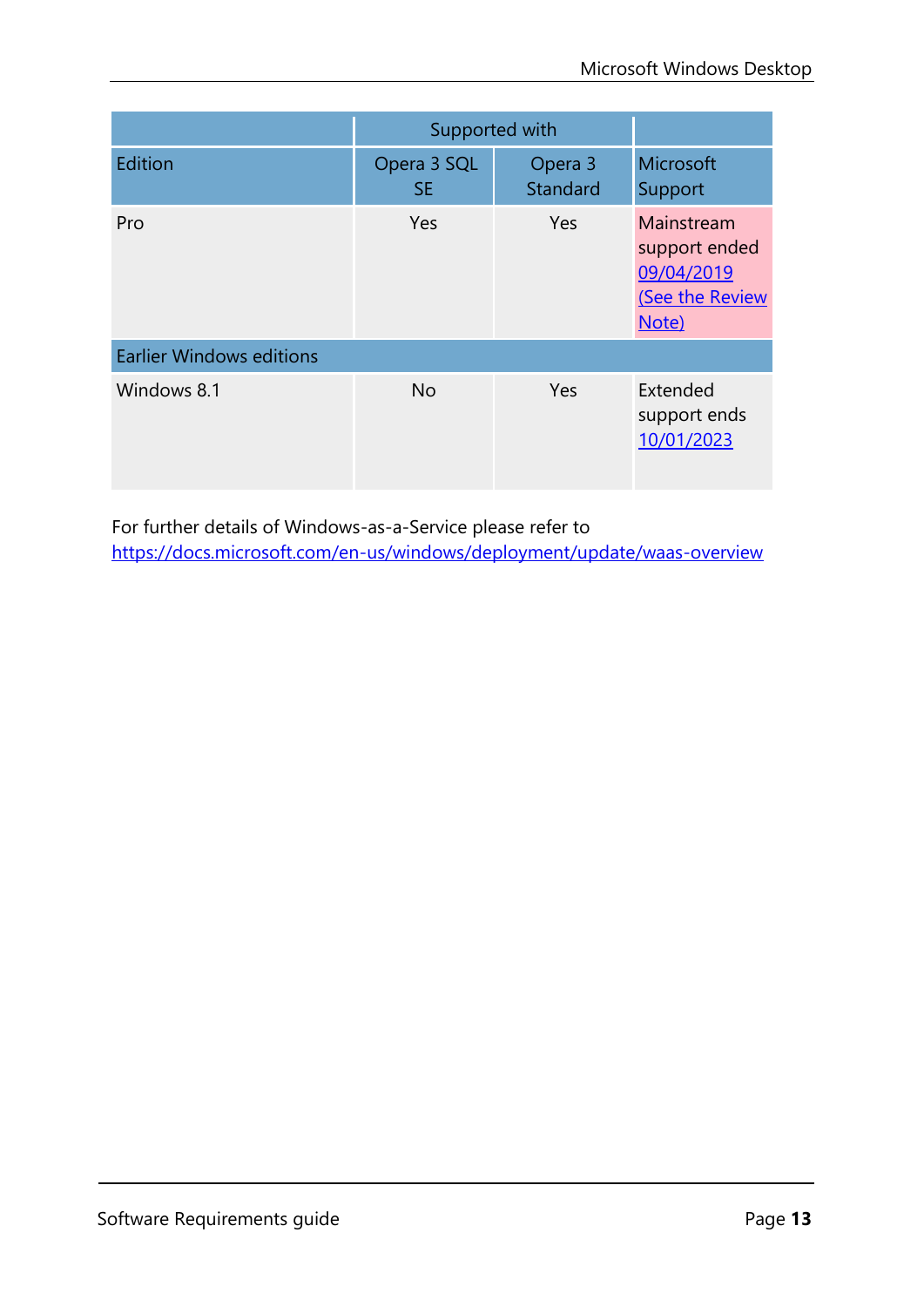| | Supported with | | |
|---|---|---|---|
| Edition | Opera 3 SQL SE | Opera 3 Standard | Microsoft Support |
| Pro | Yes | Yes | Mainstream support ended 09/04/2019 (See the Review Note) |
| Earlier Windows editions | | | |
| Windows 8.1 | No | Yes | Extended support ends 10/01/2023 |

For further details of Windows-as-a-Service please refer to https://docs.microsoft.com/en-us/windows/deployment/update/waas-overview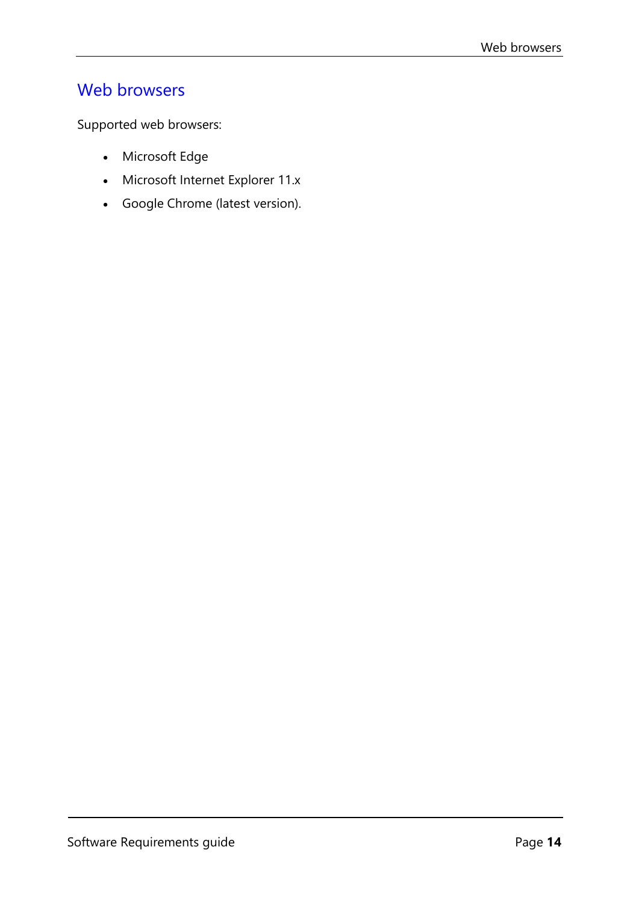# Web browsers

Supported web browsers:

- Microsoft Edge
- Microsoft Internet Explorer 11.x
- Google Chrome (latest version).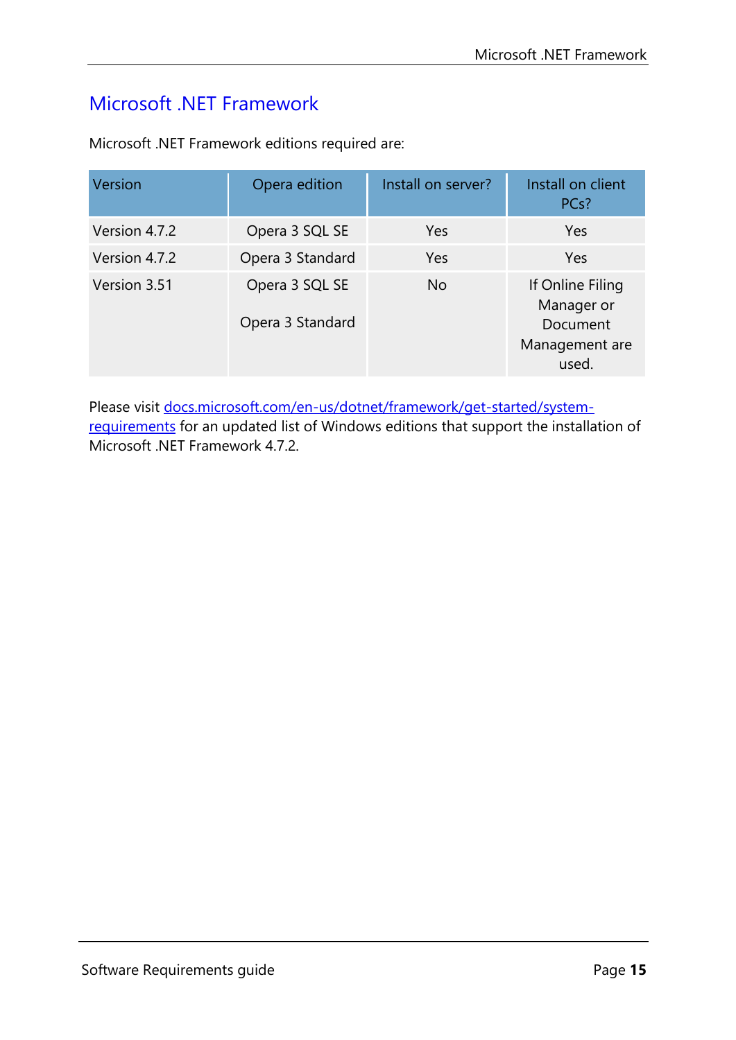## Microsoft .NET Framework

Microsoft .NET Framework editions required are:

| Version | Opera edition | Install on server? | Install on client PCs? |
|---|---|---|---|
| Version 4.7.2 | Opera 3 SQL SE | Yes | Yes |
| Version 4.7.2 | Opera 3 Standard | Yes | Yes |
| Version 3.51 | Opera 3 SQL SE<br><br>Opera 3 Standard | No | If Online Filing Manager or Document Management are used. |

Please visit [docs.microsoft.com/en-us/dotnet/framework/get-started/system-requirements](docs.microsoft.com/en-us/dotnet/framework/get-started/system-requirements) for an updated list of Windows editions that support the installation of Microsoft .NET Framework 4.7.2.